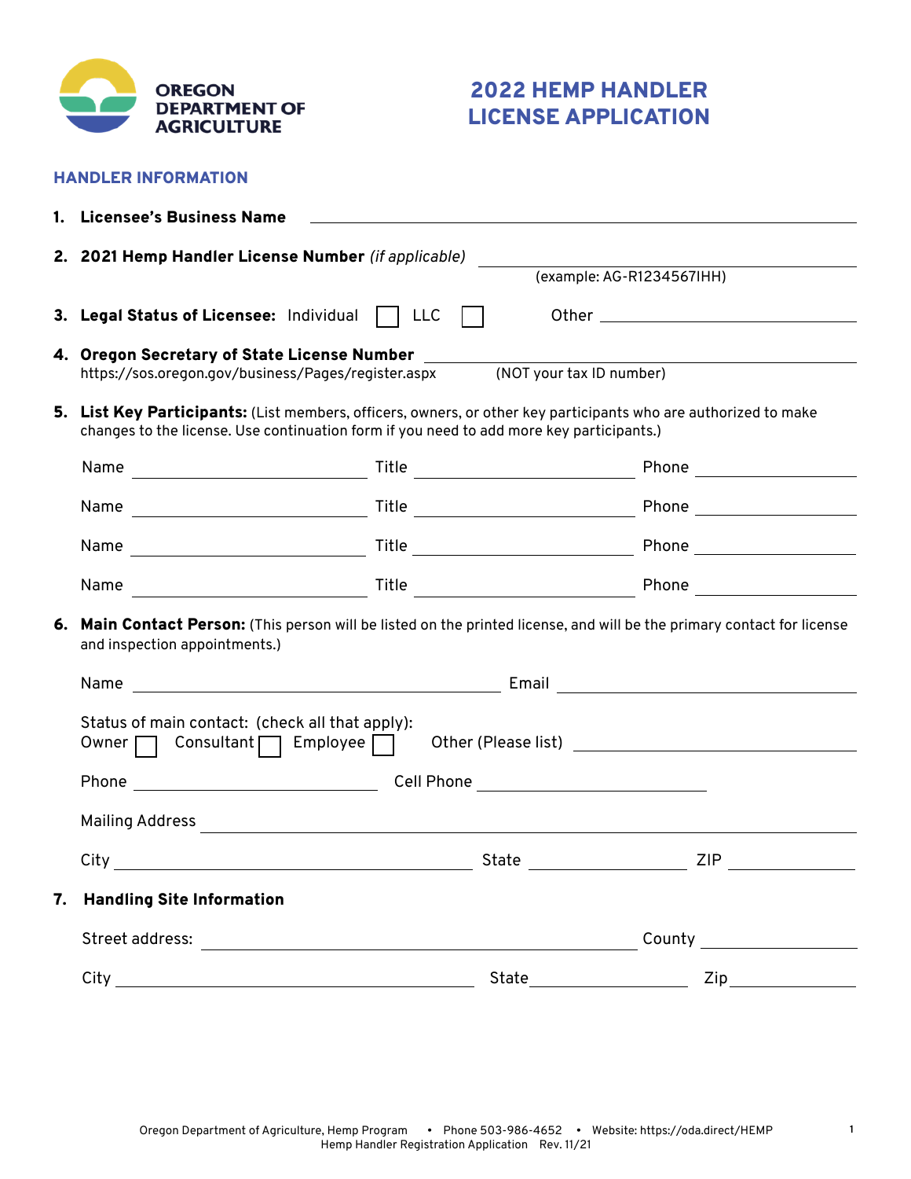OREGON DEPARTMENT OF AGRICULTURE

# 2022 HEMP HANDLER LICENSE APPLICATION

## HANDLER INFORMATION

1. **Licensee's Business Name** ______________________________

2. **2021 Hemp Handler License Number** *(if applicable)* ______________________________
   (example: AG-R1234567IHH)

3. **Legal Status of Licensee:** Individual ☐ LLC ☐ Other ______________________________

4. **Oregon Secretary of State License Number** ______________________________
   https://sos.oregon.gov/business/Pages/register.aspx (NOT your tax ID number)

5. **List Key Participants:** (List members, officers, owners, or other key participants who are authorized to make changes to the license. Use continuation form if you need to add more key participants.)

   Name ______________ Title ______________ Phone ______________

   Name ______________ Title ______________ Phone ______________

   Name ______________ Title ______________ Phone ______________

   Name ______________ Title ______________ Phone ______________

6. **Main Contact Person:** (This person will be listed on the printed license, and will be the primary contact for license and inspection appointments.)

   Name ______________________________ Email ______________________________

   Status of main contact: (check all that apply):
   Owner ☐ Consultant ☐ Employee ☐ Other (Please list) ______________________________

   Phone ______________________________ Cell Phone ______________________________

   Mailing Address ______________________________

   City ______________________________ State ______________ ZIP ______________

7. **Handling Site Information**

   Street address: ______________________________ County ______________

   City ______________________________ State ______________ Zip ______________

Oregon Department of Agriculture, Hemp Program • Phone 503-986-4652 • Website: https://oda.direct/HEMP
Hemp Handler Registration Application Rev. 11/21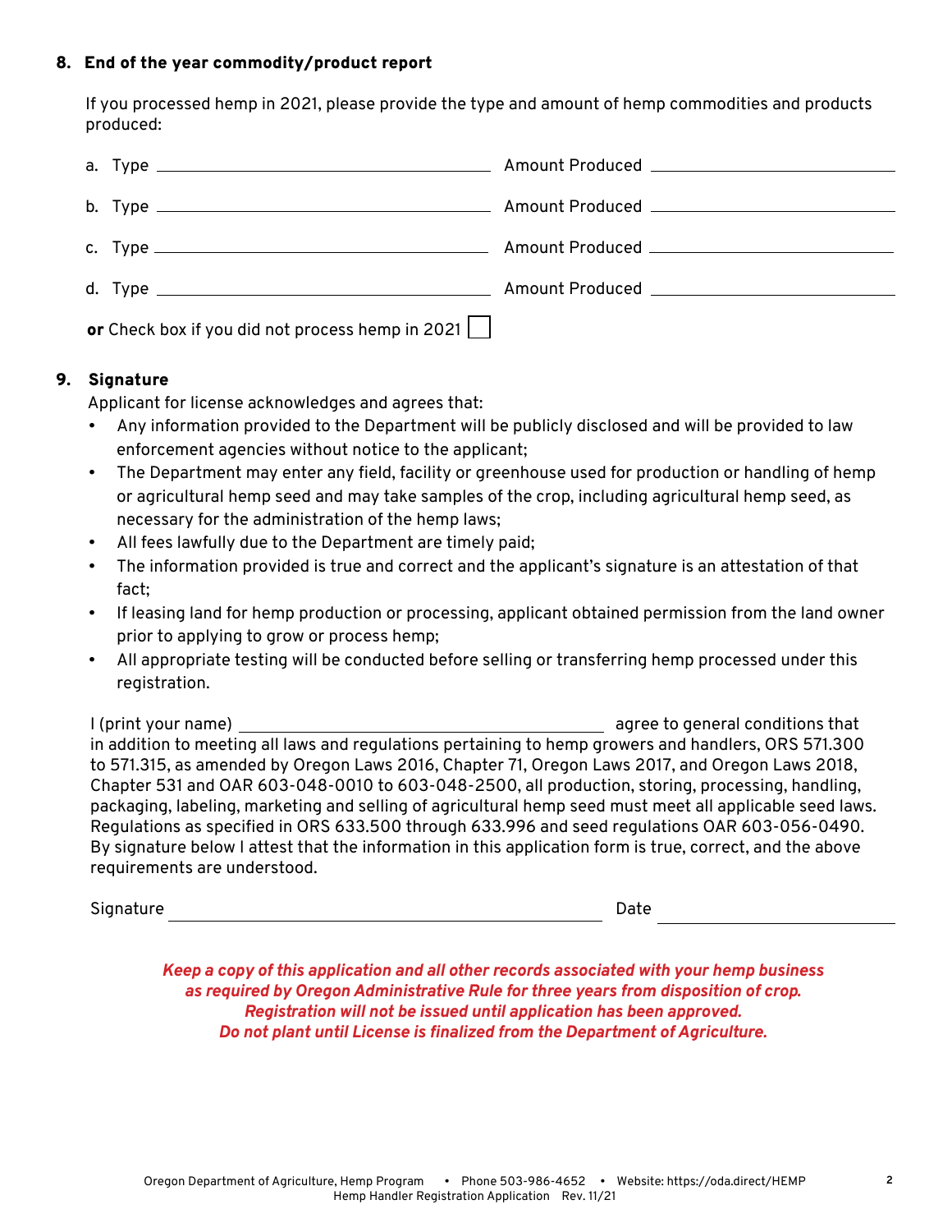## 8. End of the year commodity/product report

If you processed hemp in 2021, please provide the type and amount of hemp commodities and products produced:

a. Type ______________________ Amount Produced ______________________

b. Type ______________________ Amount Produced ______________________

c. Type ______________________ Amount Produced ______________________

d. Type ______________________ Amount Produced ______________________

**or** Check box if you did not process hemp in 2021 ☐

## 9. Signature

Applicant for license acknowledges and agrees that:

- Any information provided to the Department will be publicly disclosed and will be provided to law enforcement agencies without notice to the applicant;
- The Department may enter any field, facility or greenhouse used for production or handling of hemp or agricultural hemp seed and may take samples of the crop, including agricultural hemp seed, as necessary for the administration of the hemp laws;
- All fees lawfully due to the Department are timely paid;
- The information provided is true and correct and the applicant's signature is an attestation of that fact;
- If leasing land for hemp production or processing, applicant obtained permission from the land owner prior to applying to grow or process hemp;
- All appropriate testing will be conducted before selling or transferring hemp processed under this registration.

I (print your name) ______________________ agree to general conditions that in addition to meeting all laws and regulations pertaining to hemp growers and handlers, ORS 571.300 to 571.315, as amended by Oregon Laws 2016, Chapter 71, Oregon Laws 2017, and Oregon Laws 2018, Chapter 531 and OAR 603-048-0010 to 603-048-2500, all production, storing, processing, handling, packaging, labeling, marketing and selling of agricultural hemp seed must meet all applicable seed laws. Regulations as specified in ORS 633.500 through 633.996 and seed regulations OAR 603-056-0490. By signature below I attest that the information in this application form is true, correct, and the above requirements are understood.

Signature ______________________ Date ______________________

***Keep a copy of this application and all other records associated with your hemp business as required by Oregon Administrative Rule for three years from disposition of crop.***
***Registration will not be issued until application has been approved.***
***Do not plant until License is finalized from the Department of Agriculture.***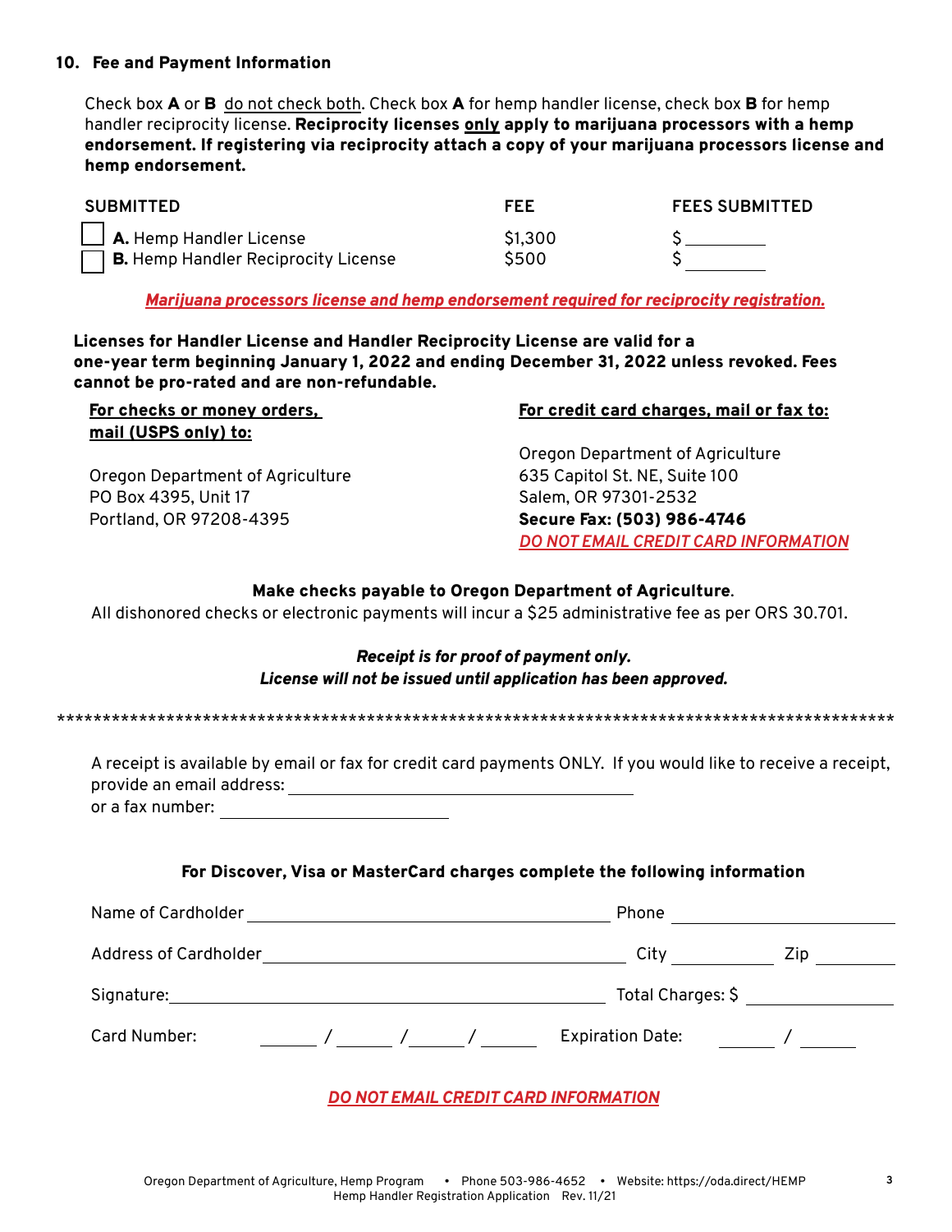## 10. Fee and Payment Information

Check box **A** or **B** do not check both. Check box **A** for hemp handler license, check box **B** for hemp handler reciprocity license. **Reciprocity licenses only apply to marijuana processors with a hemp endorsement. If registering via reciprocity attach a copy of your marijuana processors license and hemp endorsement.**

| SUBMITTED | FEE | FEES SUBMITTED |
|---|---|---|
| ☐ **A.** Hemp Handler License | $1,300 | $ ________ |
| ☐ **B.** Hemp Handler Reciprocity License | $500 | $ ________ |

***Marijuana processors license and hemp endorsement required for reciprocity registration.***

**Licenses for Handler License and Handler Reciprocity License are valid for a one-year term beginning January 1, 2022 and ending December 31, 2022 unless revoked. Fees cannot be pro-rated and are non-refundable.**

**For checks or money orders, mail (USPS only) to:**

Oregon Department of Agriculture
PO Box 4395, Unit 17
Portland, OR 97208-4395

**For credit card charges, mail or fax to:**

Oregon Department of Agriculture
635 Capitol St. NE, Suite 100
Salem, OR 97301-2532
**Secure Fax: (503) 986-4746**
***DO NOT EMAIL CREDIT CARD INFORMATION***

**Make checks payable to Oregon Department of Agriculture.**
All dishonored checks or electronic payments will incur a $25 administrative fee as per ORS 30.701.

***Receipt is for proof of payment only.***
***License will not be issued until application has been approved.***

---

A receipt is available by email or fax for credit card payments ONLY. If you would like to receive a receipt, provide an email address: ______________________________
or a fax number: ____________________

**For Discover, Visa or MasterCard charges complete the following information**

Name of Cardholder ______________________________ Phone ____________________

Address of Cardholder ______________________________ City __________ Zip ________

Signature: ______________________________ Total Charges: $ ____________

Card Number: ______ / ______ / ______ / ______ Expiration Date: ______ / ______

***DO NOT EMAIL CREDIT CARD INFORMATION***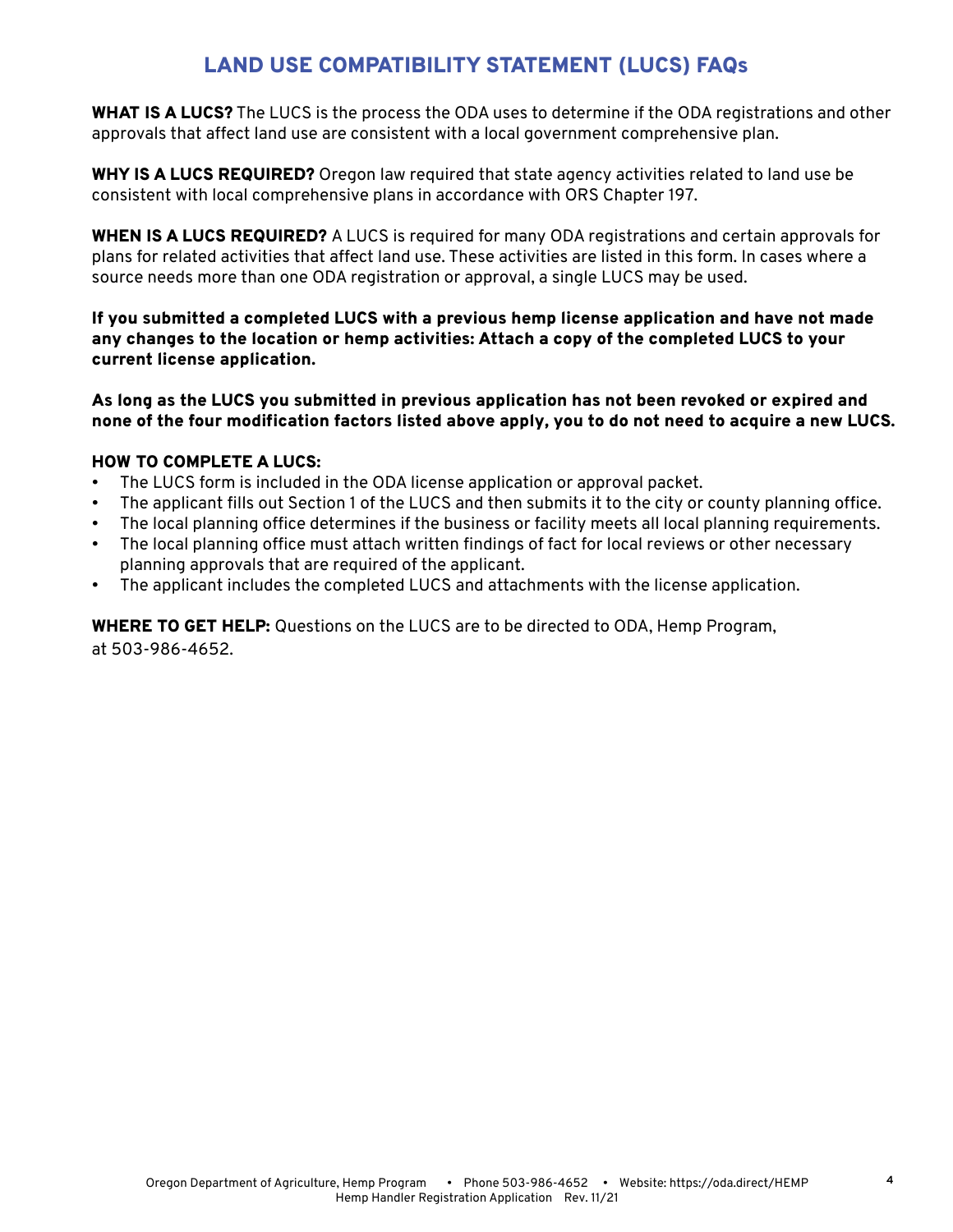# LAND USE COMPATIBILITY STATEMENT (LUCS) FAQs

**WHAT IS A LUCS?** The LUCS is the process the ODA uses to determine if the ODA registrations and other approvals that affect land use are consistent with a local government comprehensive plan.

**WHY IS A LUCS REQUIRED?** Oregon law required that state agency activities related to land use be consistent with local comprehensive plans in accordance with ORS Chapter 197.

**WHEN IS A LUCS REQUIRED?** A LUCS is required for many ODA registrations and certain approvals for plans for related activities that affect land use. These activities are listed in this form. In cases where a source needs more than one ODA registration or approval, a single LUCS may be used.

**If you submitted a completed LUCS with a previous hemp license application and have not made any changes to the location or hemp activities: Attach a copy of the completed LUCS to your current license application.**

**As long as the LUCS you submitted in previous application has not been revoked or expired and none of the four modification factors listed above apply, you to do not need to acquire a new LUCS.**

**HOW TO COMPLETE A LUCS:**

- The LUCS form is included in the ODA license application or approval packet.
- The applicant fills out Section 1 of the LUCS and then submits it to the city or county planning office.
- The local planning office determines if the business or facility meets all local planning requirements.
- The local planning office must attach written findings of fact for local reviews or other necessary planning approvals that are required of the applicant.
- The applicant includes the completed LUCS and attachments with the license application.

**WHERE TO GET HELP:** Questions on the LUCS are to be directed to ODA, Hemp Program, at 503-986-4652.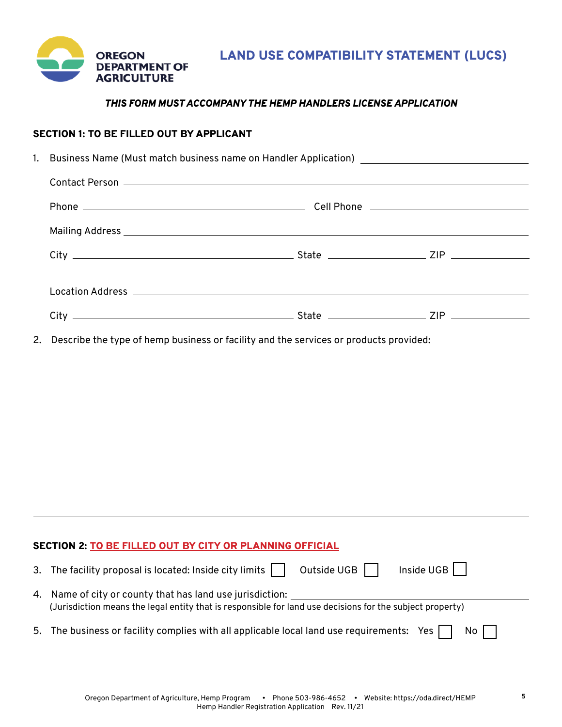OREGON DEPARTMENT OF AGRICULTURE

# LAND USE COMPATIBILITY STATEMENT (LUCS)

***THIS FORM MUST ACCOMPANY THE HEMP HANDLERS LICENSE APPLICATION***

## SECTION 1: TO BE FILLED OUT BY APPLICANT

1. Business Name (Must match business name on Handler Application) ______________________

   Contact Person ______________________

   Phone ______________________ Cell Phone ______________________

   Mailing Address ______________________

   City ______________________ State ______________ ZIP ______________

   Location Address ______________________

   City ______________________ State ______________ ZIP ______________

2. Describe the type of hemp business or facility and the services or products provided:

## SECTION 2: TO BE FILLED OUT BY CITY OR PLANNING OFFICIAL

3. The facility proposal is located: Inside city limits ☐ Outside UGB ☐ Inside UGB ☐

4. Name of city or county that has land use jurisdiction: ______________________
   (Jurisdiction means the legal entity that is responsible for land use decisions for the subject property)

5. The business or facility complies with all applicable local land use requirements: Yes ☐ No ☐

Oregon Department of Agriculture, Hemp Program • Phone 503-986-4652 • Website: https://oda.direct/HEMP
Hemp Handler Registration Application Rev. 11/21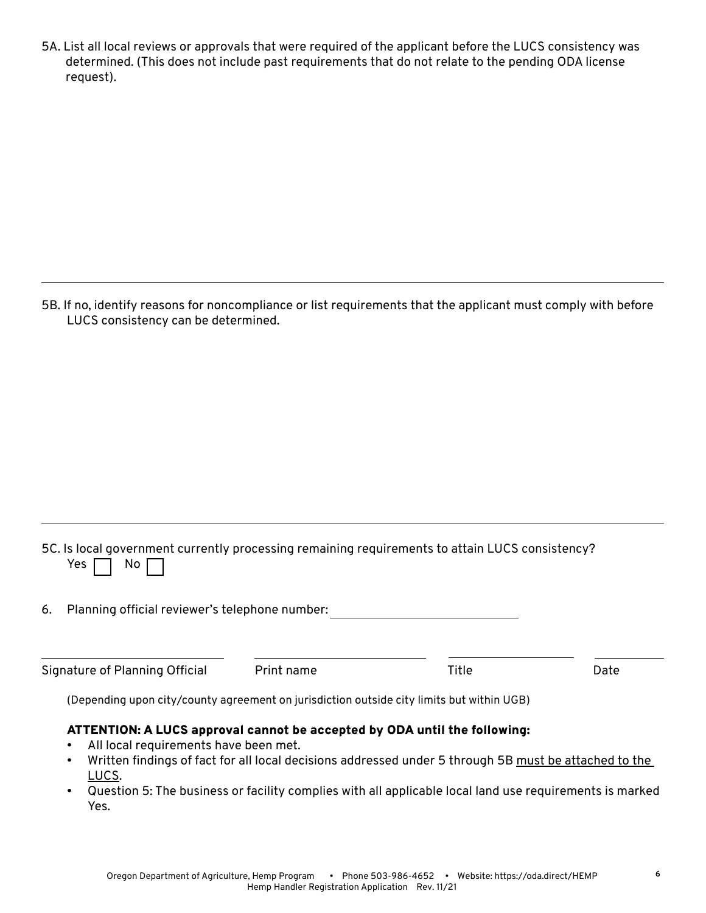5A. List all local reviews or approvals that were required of the applicant before the LUCS consistency was determined. (This does not include past requirements that do not relate to the pending ODA license request).

---

5B. If no, identify reasons for noncompliance or list requirements that the applicant must comply with before LUCS consistency can be determined.

---

5C. Is local government currently processing remaining requirements to attain LUCS consistency?
Yes ☐ No ☐

6. Planning official reviewer's telephone number: ______________________

| | | | |
|---|---|---|---|
| Signature of Planning Official | Print name | Title | Date |

(Depending upon city/county agreement on jurisdiction outside city limits but within UGB)

**ATTENTION: A LUCS approval cannot be accepted by ODA until the following:**

- All local requirements have been met.
- Written findings of fact for all local decisions addressed under 5 through 5B must be attached to the LUCS.
- Question 5: The business or facility complies with all applicable local land use requirements is marked Yes.